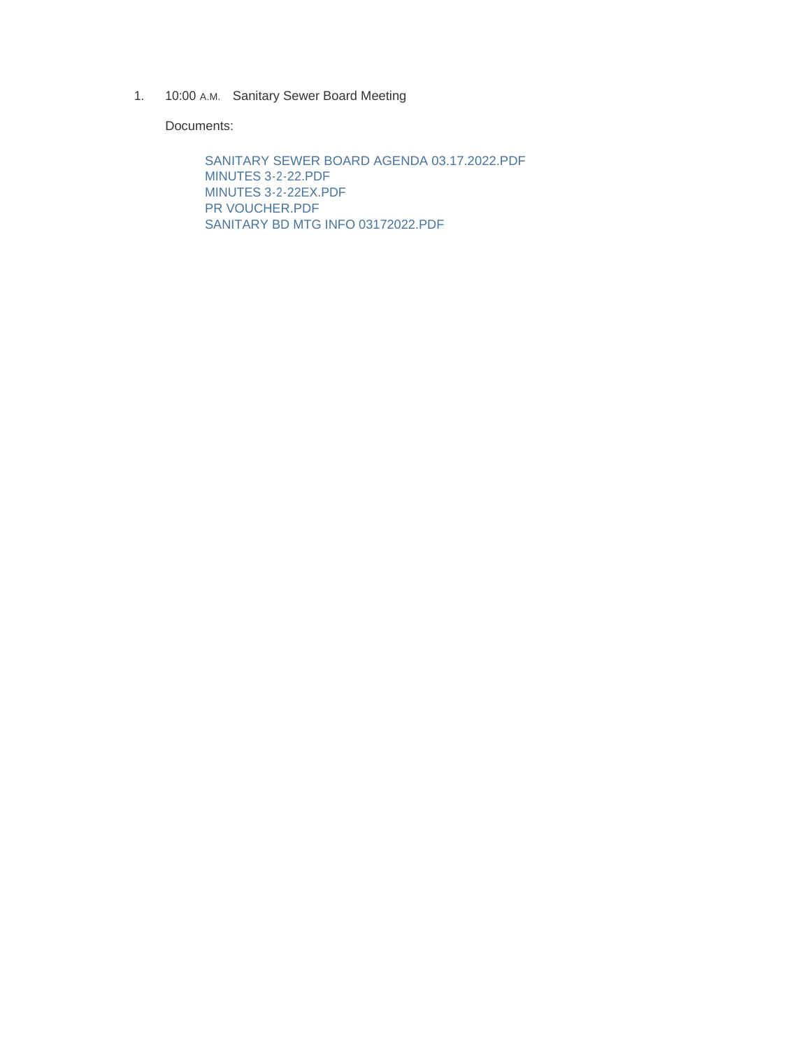1. 10:00 A.M. Sanitary Sewer Board Meeting

   Documents:

   - SANITARY SEWER BOARD AGENDA 03.17.2022.PDF
   - MINUTES 3-2-22.PDF
   - MINUTES 3-2-22EX.PDF
   - PR VOUCHER.PDF
   - SANITARY BD MTG INFO 03172022.PDF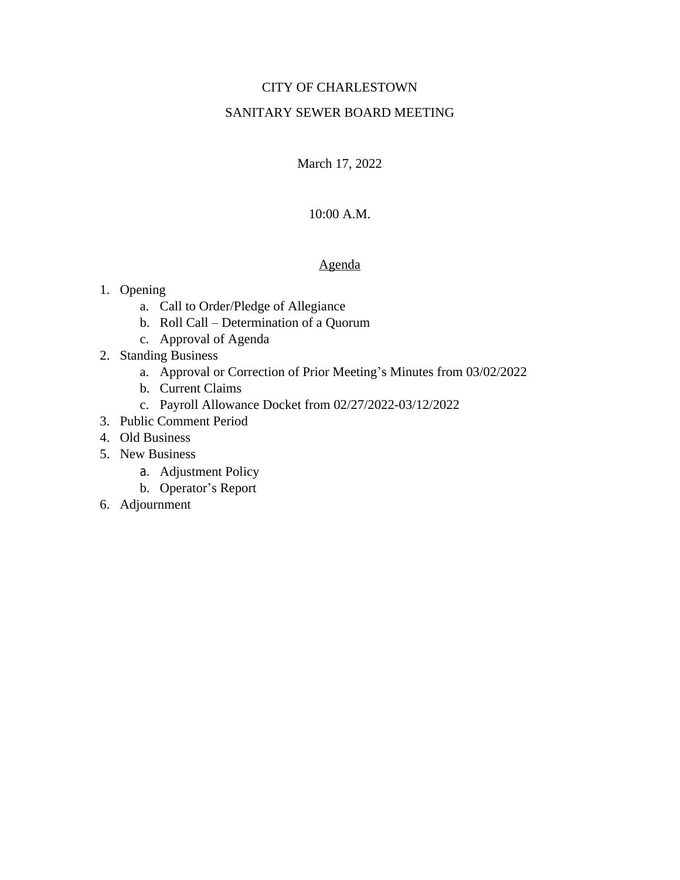# CITY OF CHARLESTOWN

## SANITARY SEWER BOARD MEETING

March 17, 2022

10:00 A.M.

### Agenda

1. Opening
    a. Call to Order/Pledge of Allegiance
    b. Roll Call – Determination of a Quorum
    c. Approval of Agenda
2. Standing Business
    a. Approval or Correction of Prior Meeting's Minutes from 03/02/2022
    b. Current Claims
    c. Payroll Allowance Docket from 02/27/2022-03/12/2022
3. Public Comment Period
4. Old Business
5. New Business
    a. Adjustment Policy
    b. Operator's Report
6. Adjournment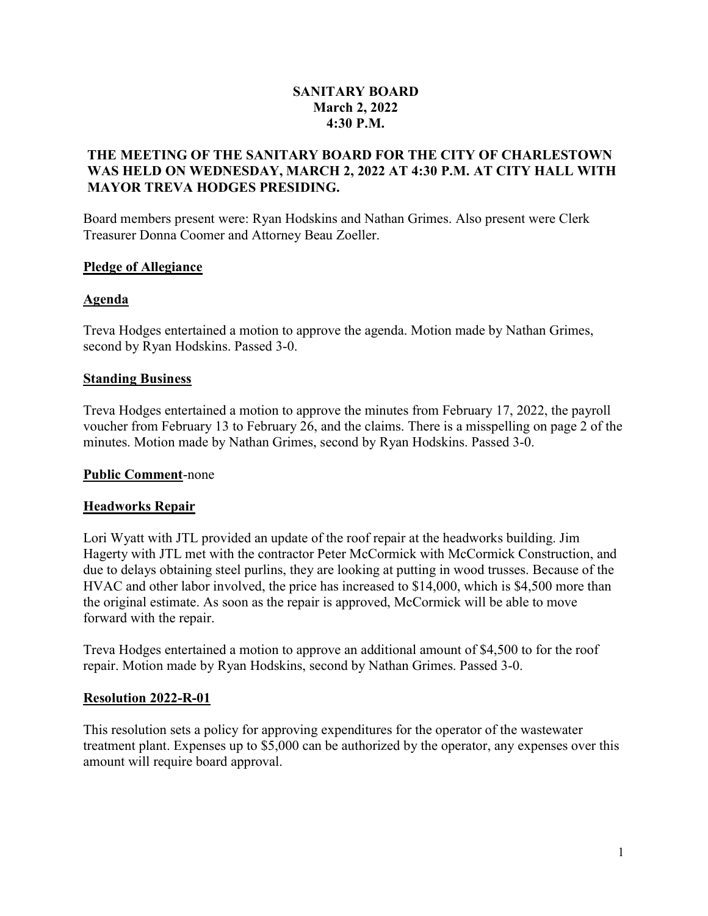# SANITARY BOARD
## March 2, 2022
## 4:30 P.M.

**THE MEETING OF THE SANITARY BOARD FOR THE CITY OF CHARLESTOWN WAS HELD ON WEDNESDAY, MARCH 2, 2022 AT 4:30 P.M. AT CITY HALL WITH MAYOR TREVA HODGES PRESIDING.**

Board members present were: Ryan Hodskins and Nathan Grimes. Also present were Clerk Treasurer Donna Coomer and Attorney Beau Zoeller.

**Pledge of Allegiance**

**Agenda**

Treva Hodges entertained a motion to approve the agenda. Motion made by Nathan Grimes, second by Ryan Hodskins. Passed 3-0.

**Standing Business**

Treva Hodges entertained a motion to approve the minutes from February 17, 2022, the payroll voucher from February 13 to February 26, and the claims. There is a misspelling on page 2 of the minutes. Motion made by Nathan Grimes, second by Ryan Hodskins. Passed 3-0.

**Public Comment**-none

**Headworks Repair**

Lori Wyatt with JTL provided an update of the roof repair at the headworks building. Jim Hagerty with JTL met with the contractor Peter McCormick with McCormick Construction, and due to delays obtaining steel purlins, they are looking at putting in wood trusses. Because of the HVAC and other labor involved, the price has increased to $14,000, which is $4,500 more than the original estimate. As soon as the repair is approved, McCormick will be able to move forward with the repair.

Treva Hodges entertained a motion to approve an additional amount of $4,500 to for the roof repair. Motion made by Ryan Hodskins, second by Nathan Grimes. Passed 3-0.

**Resolution 2022-R-01**

This resolution sets a policy for approving expenditures for the operator of the wastewater treatment plant. Expenses up to $5,000 can be authorized by the operator, any expenses over this amount will require board approval.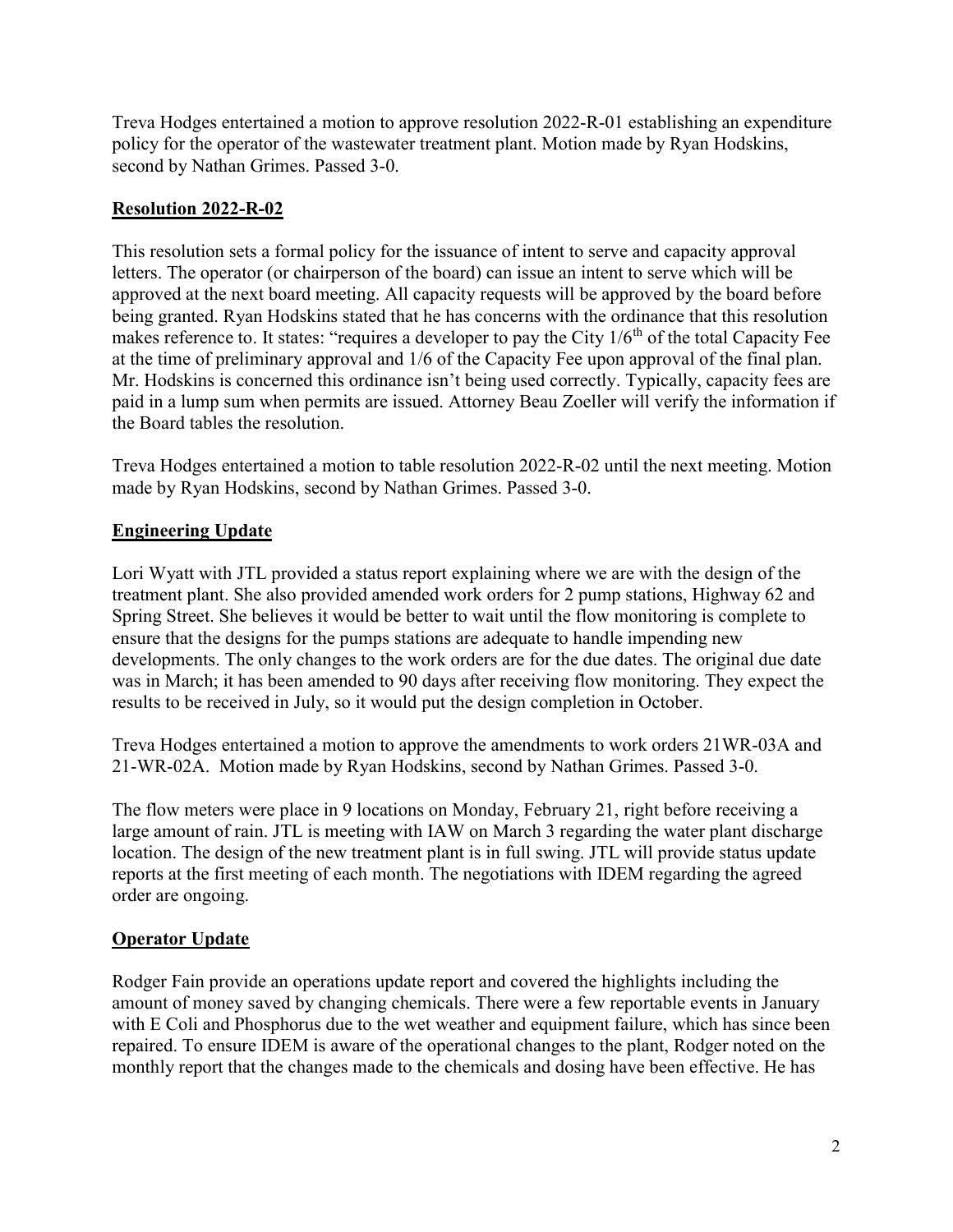Treva Hodges entertained a motion to approve resolution 2022-R-01 establishing an expenditure policy for the operator of the wastewater treatment plant. Motion made by Ryan Hodskins, second by Nathan Grimes. Passed 3-0.

## **Resolution 2022-R-02**

This resolution sets a formal policy for the issuance of intent to serve and capacity approval letters. The operator (or chairperson of the board) can issue an intent to serve which will be approved at the next board meeting. All capacity requests will be approved by the board before being granted. Ryan Hodskins stated that he has concerns with the ordinance that this resolution makes reference to. It states: "requires a developer to pay the City 1/6th of the total Capacity Fee at the time of preliminary approval and 1/6 of the Capacity Fee upon approval of the final plan. Mr. Hodskins is concerned this ordinance isn't being used correctly. Typically, capacity fees are paid in a lump sum when permits are issued. Attorney Beau Zoeller will verify the information if the Board tables the resolution.

Treva Hodges entertained a motion to table resolution 2022-R-02 until the next meeting. Motion made by Ryan Hodskins, second by Nathan Grimes. Passed 3-0.

## **Engineering Update**

Lori Wyatt with JTL provided a status report explaining where we are with the design of the treatment plant. She also provided amended work orders for 2 pump stations, Highway 62 and Spring Street. She believes it would be better to wait until the flow monitoring is complete to ensure that the designs for the pumps stations are adequate to handle impending new developments. The only changes to the work orders are for the due dates. The original due date was in March; it has been amended to 90 days after receiving flow monitoring. They expect the results to be received in July, so it would put the design completion in October.

Treva Hodges entertained a motion to approve the amendments to work orders 21WR-03A and 21-WR-02A. Motion made by Ryan Hodskins, second by Nathan Grimes. Passed 3-0.

The flow meters were place in 9 locations on Monday, February 21, right before receiving a large amount of rain. JTL is meeting with IAW on March 3 regarding the water plant discharge location. The design of the new treatment plant is in full swing. JTL will provide status update reports at the first meeting of each month. The negotiations with IDEM regarding the agreed order are ongoing.

## **Operator Update**

Rodger Fain provide an operations update report and covered the highlights including the amount of money saved by changing chemicals. There were a few reportable events in January with E Coli and Phosphorus due to the wet weather and equipment failure, which has since been repaired. To ensure IDEM is aware of the operational changes to the plant, Rodger noted on the monthly report that the changes made to the chemicals and dosing have been effective. He has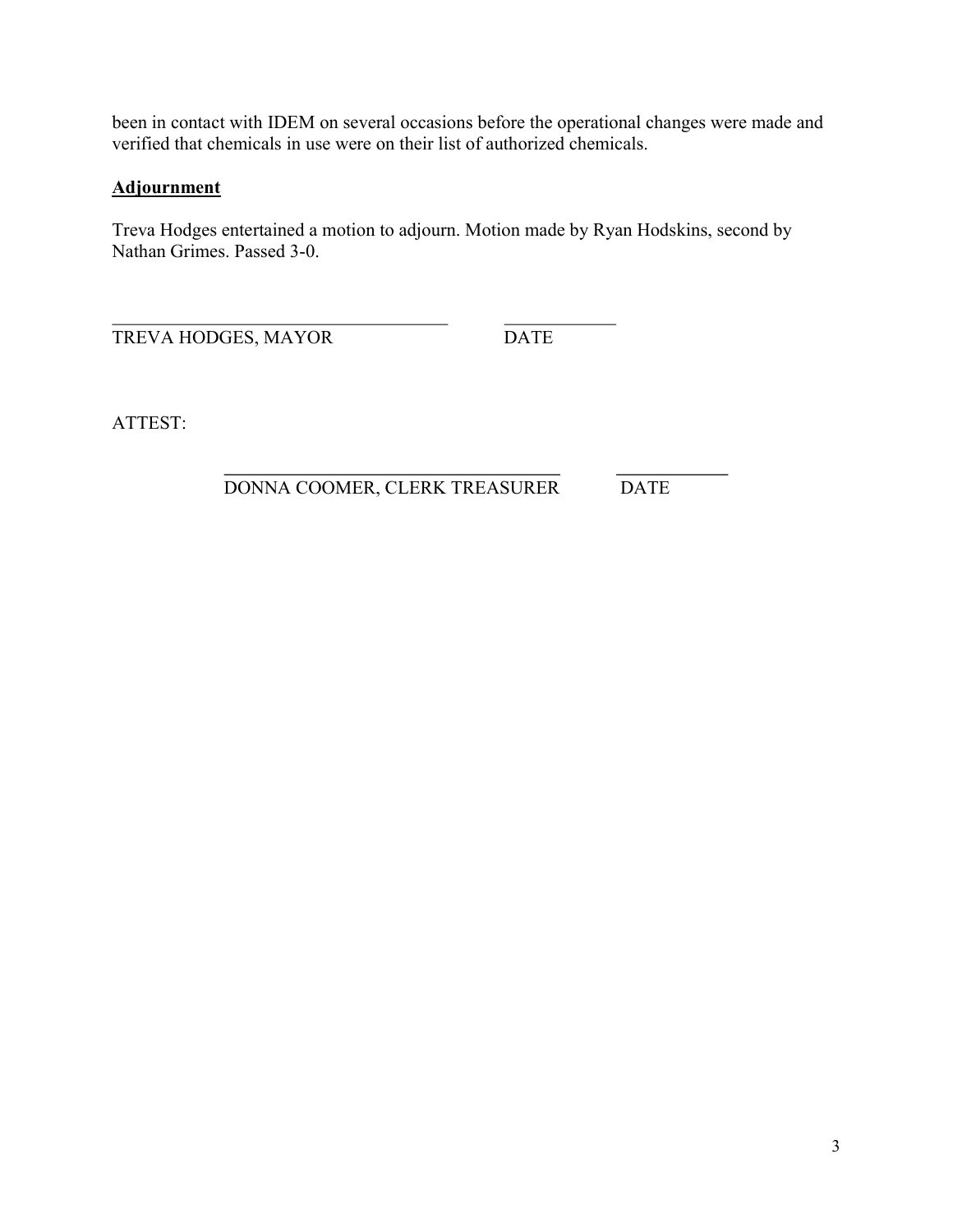been in contact with IDEM on several occasions before the operational changes were made and verified that chemicals in use were on their list of authorized chemicals.

**Adjournment**

Treva Hodges entertained a motion to adjourn. Motion made by Ryan Hodskins, second by Nathan Grimes. Passed 3-0.

_____________________________________ ____________
TREVA HODGES, MAYOR DATE

ATTEST:

_____________________________________ ____________
DONNA COOMER, CLERK TREASURER DATE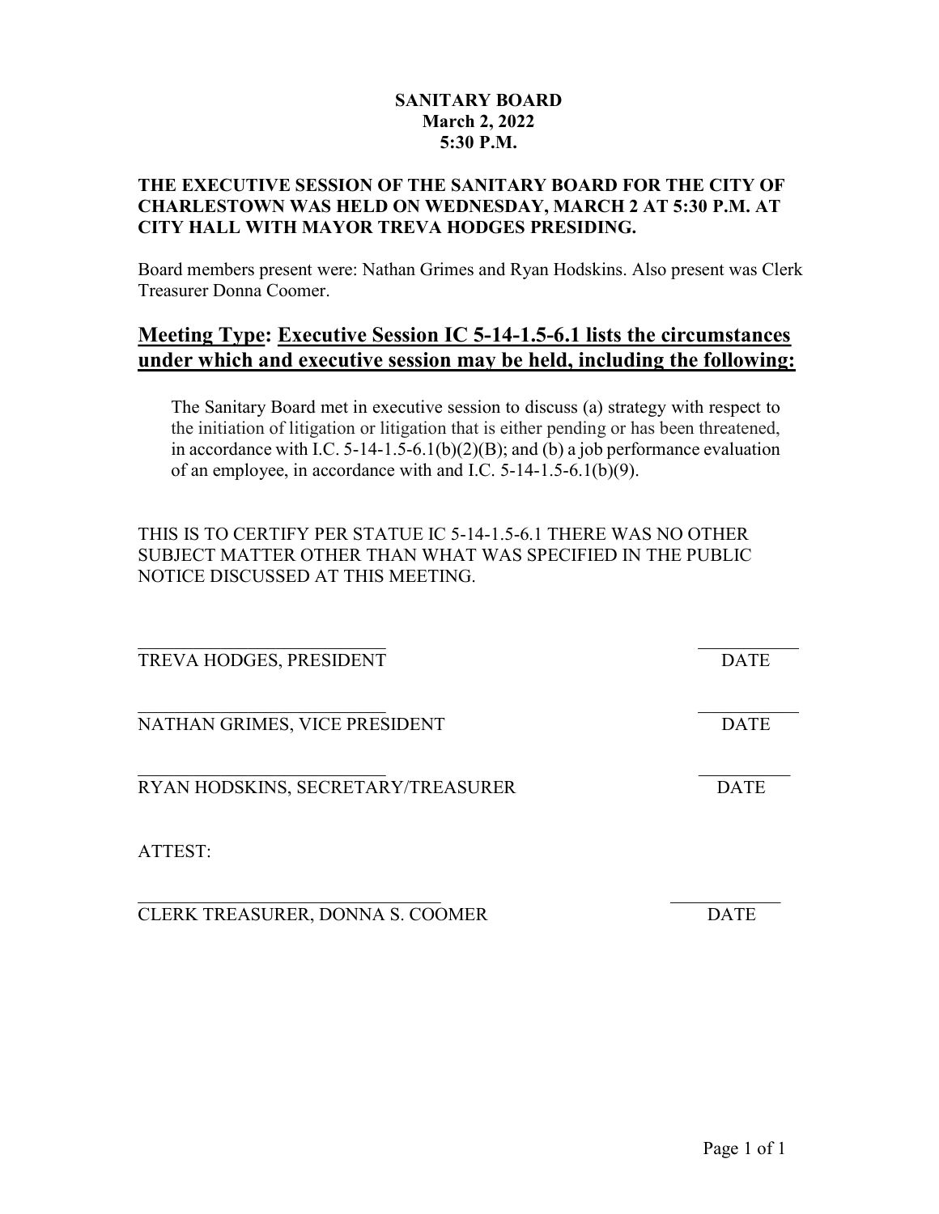**SANITARY BOARD**
**March 2, 2022**
**5:30 P.M.**

**THE EXECUTIVE SESSION OF THE SANITARY BOARD FOR THE CITY OF CHARLESTOWN WAS HELD ON WEDNESDAY, MARCH 2 AT 5:30 P.M. AT CITY HALL WITH MAYOR TREVA HODGES PRESIDING.**

Board members present were: Nathan Grimes and Ryan Hodskins. Also present was Clerk Treasurer Donna Coomer.

## Meeting Type: Executive Session IC 5-14-1.5-6.1 lists the circumstances under which and executive session may be held, including the following:

The Sanitary Board met in executive session to discuss (a) strategy with respect to the initiation of litigation or litigation that is either pending or has been threatened, in accordance with I.C. 5-14-1.5-6.1(b)(2)(B); and (b) a job performance evaluation of an employee, in accordance with and I.C. 5-14-1.5-6.1(b)(9).

THIS IS TO CERTIFY PER STATUE IC 5-14-1.5-6.1 THERE WAS NO OTHER SUBJECT MATTER OTHER THAN WHAT WAS SPECIFIED IN THE PUBLIC NOTICE DISCUSSED AT THIS MEETING.

\_\_\_\_\_\_\_\_\_\_\_\_\_\_\_\_\_\_\_\_\_\_\_\_\_\_\_\_ \_\_\_\_\_\_\_\_\_\_\_
TREVA HODGES, PRESIDENT DATE

\_\_\_\_\_\_\_\_\_\_\_\_\_\_\_\_\_\_\_\_\_\_\_\_\_\_\_\_ \_\_\_\_\_\_\_\_\_\_\_
NATHAN GRIMES, VICE PRESIDENT DATE

\_\_\_\_\_\_\_\_\_\_\_\_\_\_\_\_\_\_\_\_\_\_\_\_\_\_\_\_ \_\_\_\_\_\_\_\_\_\_\_
RYAN HODSKINS, SECRETARY/TREASURER DATE

ATTEST:

\_\_\_\_\_\_\_\_\_\_\_\_\_\_\_\_\_\_\_\_\_\_\_\_\_\_\_\_\_\_\_\_\_\_ \_\_\_\_\_\_\_\_\_\_\_
CLERK TREASURER, DONNA S. COOMER DATE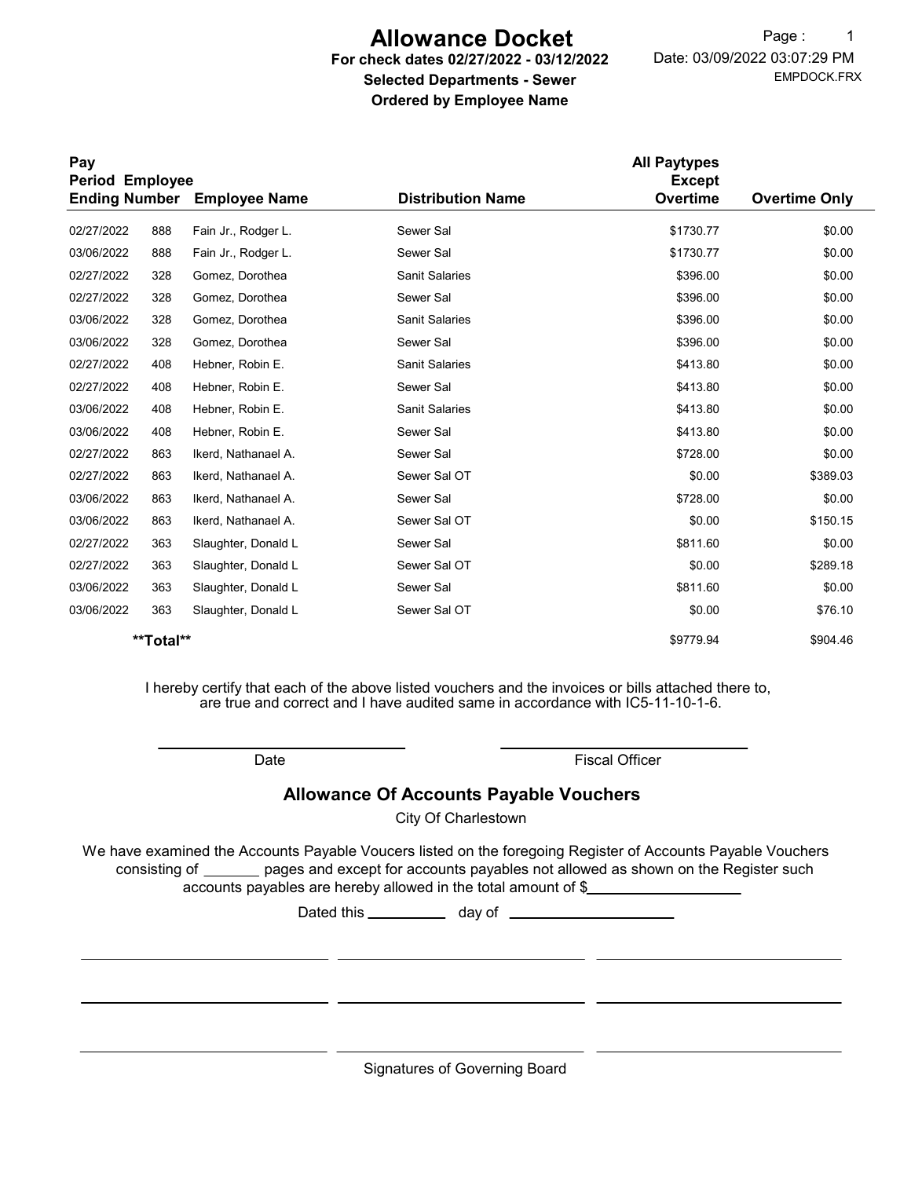# Allowance Docket

**For check dates 02/27/2022 - 03/12/2022**
**Selected Departments - Sewer**
**Ordered by Employee Name**

Page : 1
Date: 03/09/2022 03:07:29 PM
EMPDOCK.FRX

| Pay Period Ending | Employee Number | Employee Name | Distribution Name | All Paytypes Except Overtime | Overtime Only |
|---|---|---|---|---|---|
| 02/27/2022 | 888 | Fain Jr., Rodger L. | Sewer Sal | $1730.77 | $0.00 |
| 03/06/2022 | 888 | Fain Jr., Rodger L. | Sewer Sal | $1730.77 | $0.00 |
| 02/27/2022 | 328 | Gomez, Dorothea | Sanit Salaries | $396.00 | $0.00 |
| 02/27/2022 | 328 | Gomez, Dorothea | Sewer Sal | $396.00 | $0.00 |
| 03/06/2022 | 328 | Gomez, Dorothea | Sanit Salaries | $396.00 | $0.00 |
| 03/06/2022 | 328 | Gomez, Dorothea | Sewer Sal | $396.00 | $0.00 |
| 02/27/2022 | 408 | Hebner, Robin E. | Sanit Salaries | $413.80 | $0.00 |
| 02/27/2022 | 408 | Hebner, Robin E. | Sewer Sal | $413.80 | $0.00 |
| 03/06/2022 | 408 | Hebner, Robin E. | Sanit Salaries | $413.80 | $0.00 |
| 03/06/2022 | 408 | Hebner, Robin E. | Sewer Sal | $413.80 | $0.00 |
| 02/27/2022 | 863 | Ikerd, Nathanael A. | Sewer Sal | $728.00 | $0.00 |
| 02/27/2022 | 863 | Ikerd, Nathanael A. | Sewer Sal OT | $0.00 | $389.03 |
| 03/06/2022 | 863 | Ikerd, Nathanael A. | Sewer Sal | $728.00 | $0.00 |
| 03/06/2022 | 863 | Ikerd, Nathanael A. | Sewer Sal OT | $0.00 | $150.15 |
| 02/27/2022 | 363 | Slaughter, Donald L | Sewer Sal | $811.60 | $0.00 |
| 02/27/2022 | 363 | Slaughter, Donald L | Sewer Sal OT | $0.00 | $289.18 |
| 03/06/2022 | 363 | Slaughter, Donald L | Sewer Sal | $811.60 | $0.00 |
| 03/06/2022 | 363 | Slaughter, Donald L | Sewer Sal OT | $0.00 | $76.10 |
| | **Total** | | | $9779.94 | $904.46 |

I hereby certify that each of the above listed vouchers and the invoices or bills attached there to, are true and correct and I have audited same in accordance with IC5-11-10-1-6.

\_\_\_\_\_\_\_\_\_\_\_\_\_\_\_\_\_\_\_\_ Date

\_\_\_\_\_\_\_\_\_\_\_\_\_\_\_\_\_\_\_\_ Fiscal Officer

## Allowance Of Accounts Payable Vouchers

City Of Charlestown

We have examined the Accounts Payable Voucers listed on the foregoing Register of Accounts Payable Vouchers consisting of _______ pages and except for accounts payables not allowed as shown on the Register such accounts payables are hereby allowed in the total amount of $____________________

Dated this __________ day of ____________________

Signatures of Governing Board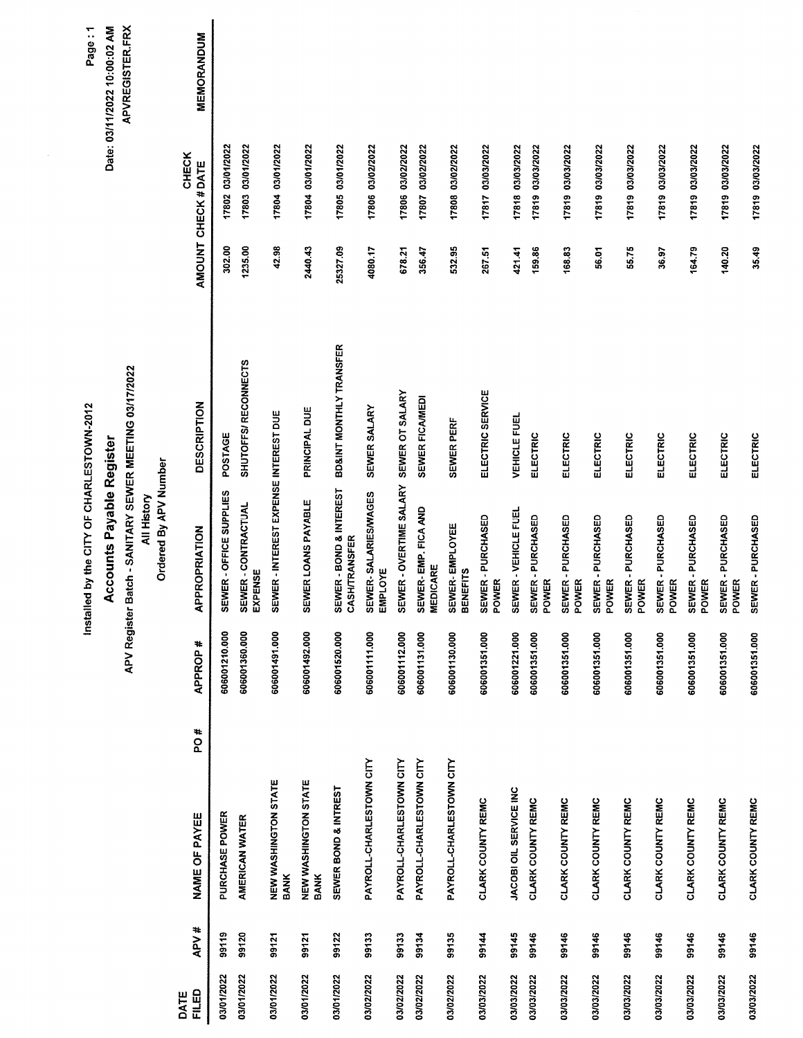Installed by the CITY OF CHARLESTOWN-2012

## Accounts Payable Register

APV Register Batch - SANITARY SEWER MEETING 03/17/2022

All History

Ordered By APV Number

Date: 03/11/2022 10:00:02 AM

APVREGISTER.FRX

| DATE FILED | APV # | NAME OF PAYEE | PO # | APPROP # | APPROPRIATION | DESCRIPTION | AMOUNT | CHECK # | CHECK DATE | MEMORANDUM |
|---|---|---|---|---|---|---|---|---|---|---|
| 03/01/2022 | 99119 | PURCHASE POWER | | 606001210.000 | SEWER - OFFICE SUPPLIES | POSTAGE | 302.00 | 17802 | 03/01/2022 | |
| 03/01/2022 | 99120 | AMERICAN WATER | | 606001360.000 | SEWER - CONTRACTUAL EXPENSE | SHUTOFFS/ RECONNECTS | 1235.00 | 17803 | 03/01/2022 | |
| 03/01/2022 | 99121 | NEW WASHINGTON STATE BANK | | 606001491.000 | SEWER - INTEREST EXPENSE | INTEREST DUE | 42.98 | 17804 | 03/01/2022 | |
| 03/01/2022 | 99121 | NEW WASHINGTON STATE BANK | | 606001492.000 | SEWER LOANS PAYABLE | PRINCIPAL DUE | 2440.43 | 17804 | 03/01/2022 | |
| 03/01/2022 | 99122 | SEWER BOND & INTREST | | 606001520.000 | SEWER - BOND & INTEREST CASH/TRANSFER | BD&INT MONTHLY TRANSFER | 25327.09 | 17805 | 03/01/2022 | |
| 03/02/2022 | 99133 | PAYROLL-CHARLESTOWN CITY | | 606001111.000 | SEWER- SALARIES/WAGES EMPLOYE | SEWER SALARY | 4080.17 | 17806 | 03/02/2022 | |
| 03/02/2022 | 99133 | PAYROLL-CHARLESTOWN CITY | | 606001112.000 | SEWER - OVERTIME SALARY | SEWER OT SALARY | 678.21 | 17806 | 03/02/2022 | |
| 03/02/2022 | 99134 | PAYROLL-CHARLESTOWN CITY | | 606001131.000 | SEWER - EMP. FICA AND MEDICARE | SEWER FICA/MEDI | 356.47 | 17807 | 03/02/2022 | |
| 03/02/2022 | 99135 | PAYROLL-CHARLESTOWN CITY | | 606001130.000 | SEWER - EMPLOYEE BENEFITS | SEWER PERF | 532.95 | 17808 | 03/02/2022 | |
| 03/03/2022 | 99144 | CLARK COUNTY REMC | | 606001351.000 | SEWER - PURCHASED POWER | ELECTRIC SERVICE | 267.51 | 17817 | 03/03/2022 | |
| 03/03/2022 | 99145 | JACOBI OIL SERVICE INC | | 606001221.000 | SEWER - VEHICLE FUEL | VEHICLE FUEL | 421.41 | 17818 | 03/03/2022 | |
| 03/03/2022 | 99146 | CLARK COUNTY REMC | | 606001351.000 | SEWER - PURCHASED POWER | ELECTRIC | 159.86 | 17819 | 03/03/2022 | |
| 03/03/2022 | 99146 | CLARK COUNTY REMC | | 606001351.000 | SEWER - PURCHASED POWER | ELECTRIC | 168.83 | 17819 | 03/03/2022 | |
| 03/03/2022 | 99146 | CLARK COUNTY REMC | | 606001351.000 | SEWER - PURCHASED POWER | ELECTRIC | 56.01 | 17819 | 03/03/2022 | |
| 03/03/2022 | 99146 | CLARK COUNTY REMC | | 606001351.000 | SEWER - PURCHASED POWER | ELECTRIC | 55.75 | 17819 | 03/03/2022 | |
| 03/03/2022 | 99146 | CLARK COUNTY REMC | | 606001351.000 | SEWER - PURCHASED POWER | ELECTRIC | 36.97 | 17819 | 03/03/2022 | |
| 03/03/2022 | 99146 | CLARK COUNTY REMC | | 606001351.000 | SEWER - PURCHASED POWER | ELECTRIC | 164.79 | 17819 | 03/03/2022 | |
| 03/03/2022 | 99146 | CLARK COUNTY REMC | | 606001351.000 | SEWER - PURCHASED POWER | ELECTRIC | 140.20 | 17819 | 03/03/2022 | |
| 03/03/2022 | 99146 | CLARK COUNTY REMC | | 606001351.000 | SEWER - PURCHASED | ELECTRIC | 35.49 | 17819 | 03/03/2022 | |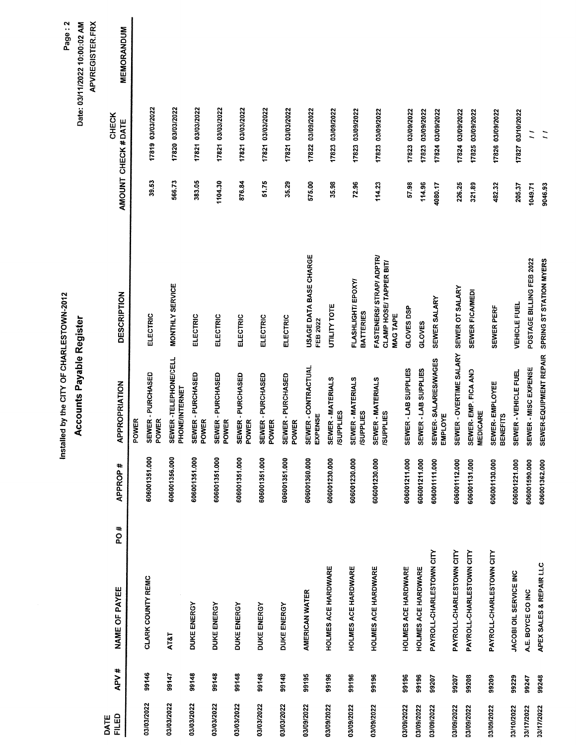Installed by the CITY OF CHARLESTOWN-2012

Date: 03/11/2022 10:00:02 AM

APVREGISTER.FRX

## Accounts Payable Register

| DATE FILED | APV # | NAME OF PAYEE | PO # | APPROP # | APPROPRIATION | DESCRIPTION | AMOUNT | CHECK # | CHECK DATE | MEMORANDUM |
|---|---|---|---|---|---|---|---|---|---|---|
| | | | | | POWER | | | | | |
| 03/03/2022 | 99146 | CLARK COUNTY REMC | | 606001351.000 | SEWER - PURCHASED POWER | ELECTRIC | 39.53 | 17819 | 03/03/2022 | |
| 03/03/2022 | 99147 | AT&T | | 606001356.000 | SEWER -TELEPHONE/CELL PHONE/INTERNET | MONTHLY SERVICE | 566.73 | 17820 | 03/03/2022 | |
| 03/03/2022 | 99148 | DUKE ENERGY | | 606001351.000 | SEWER - PURCHASED POWER | ELECTRIC | 383.05 | 17821 | 03/03/2022 | |
| 03/03/2022 | 99148 | DUKE ENERGY | | 606001351.000 | SEWER - PURCHASED POWER | ELECTRIC | 1104.30 | 17821 | 03/03/2022 | |
| 03/03/2022 | 99148 | DUKE ENERGY | | 606001351.000 | SEWER - PURCHASED POWER | ELECTRIC | 876.84 | 17821 | 03/03/2022 | |
| 03/03/2022 | 99148 | DUKE ENERGY | | 606001351.000 | SEWER - PURCHASED POWER | ELECTRIC | 51.75 | 17821 | 03/03/2022 | |
| 03/03/2022 | 99148 | DUKE ENERGY | | 606001351.000 | SEWER - PURCHASED POWER | ELECTRIC | 35.29 | 17821 | 03/03/2022 | |
| 03/09/2022 | 99195 | AMERICAN WATER | | 606001360.000 | SEWER - CONTRACTUAL EXPENSE | USAGE DATA BASE CHARGE FEB 2022 | 575.00 | 17822 | 03/09/2022 | |
| 03/09/2022 | 99196 | HOLMES ACE HARDWARE | | 606001230.000 | SEWER - MATERIALS /SUPPLIES | UTILITY TOTE | 35.98 | 17823 | 03/09/2022 | |
| 03/09/2022 | 99196 | HOLMES ACE HARDWARE | | 606001230.000 | SEWER - MATERIALS /SUPPLIES | FLASHLIGHT/ EPOXY/ BATTERIES | 72.96 | 17823 | 03/09/2022 | |
| 03/09/2022 | 99196 | HOLMES ACE HARDWARE | | 606001230.000 | SEWER - MATERIALS /SUPPLIES | FASTENERS/ STRAP/ ADPTR/ CLAMP HOSE/ TAPPER BIT/ MAG TAPE | 114.23 | 17823 | 03/09/2022 | |
| 03/09/2022 | 99196 | HOLMES ACE HARDWARE | | 606001211.000 | SEWER - LAB SUPPLIES | GLOVES DSP | 57.98 | 17823 | 03/09/2022 | |
| 03/09/2022 | 99196 | HOLMES ACE HARDWARE | | 606001211.000 | SEWER - LAB SUPPLIES | GLOVES | 114.96 | 17823 | 03/09/2022 | |
| 03/09/2022 | 99207 | PAYROLL-CHARLESTOWN CITY | | 606001111.000 | SEWER- SALARIES/WAGES EMPLOYE | SEWER SALARY | 4080.17 | 17824 | 03/09/2022 | |
| 03/09/2022 | 99207 | PAYROLL-CHARLESTOWN CITY | | 606001112.000 | SEWER - OVERTIME SALARY | SEWER OT SALARY | 226.25 | 17824 | 03/09/2022 | |
| 03/09/2022 | 99208 | PAYROLL-CHARLESTOWN CITY | | 606001131.000 | SEWER- EMP. FICA AND MEDICARE | SEWER FICA/MEDI | 321.89 | 17825 | 03/09/2022 | |
| 03/09/2022 | 99209 | PAYROLL-CHARLESTOWN CITY | | 606001130.000 | SEWER- EMPLOYEE BENEFITS | SEWER PERF | 482.32 | 17826 | 03/09/2022 | |
| 03/10/2022 | 99229 | JACOBI OIL SERVICE INC | | 606001221.000 | SEWER - VEHICLE FUEL | VEHICLE FUEL | 205.37 | 17827 | 03/10/2022 | |
| 03/17/2022 | 99247 | A.E. BOYCE CO INC | | 606001590.000 | SEWER - MISC EXPENSE | POSTAGE BILLING FEB 2022 | 1049.71 | | / / | |
| 03/17/2022 | 99248 | APEX SALES & REPAIR LLC | | 606001362.000 | SEWER-EQUIPMENT REPAIR | SPRING ST STATION MYERS | 9046.93 | | / / | |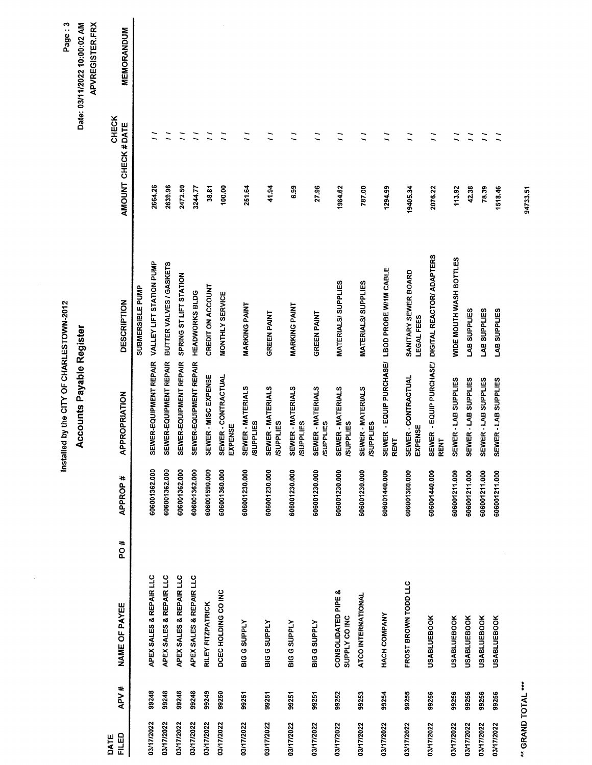Installed by the CITY OF CHARLESTOWN-2012

## Accounts Payable Register

Date: 03/11/2022 10:00:02 AM

APVREGISTER.FRX

| DATE FILED | APV # | NAME OF PAYEE | PO # | APPROP # | APPROPRIATION | DESCRIPTION | AMOUNT | CHECK # | CHECK DATE | MEMORANDUM |
|---|---|---|---|---|---|---|---|---|---|---|
| | | | | | | SUBMERSIBLE PUMP | | | | |
| 03/17/2022 | 99248 | APEX SALES & REPAIR LLC | | 606001362.000 | SEWER-EQUIPMENT REPAIR | VALLEY LIFT STATION PUMP | 2664.26 | | / / | |
| 03/17/2022 | 99248 | APEX SALES & REPAIR LLC | | 606001362.000 | SEWER-EQUIPMENT REPAIR | BUTTER VALVES / GASKETS | 2639.96 | | / / | |
| 03/17/2022 | 99248 | APEX SALES & REPAIR LLC | | 606001362.000 | SEWER-EQUIPMENT REPAIR | SPRING ST LIFT STATION | 2472.50 | | / / | |
| 03/17/2022 | 99248 | APEX SALES & REPAIR LLC | | 606001362.000 | SEWER-EQUIPMENT REPAIR | HEADWORKS BLDG | 3244.77 | | / / | |
| 03/17/2022 | 99249 | RILEY FITZPATRICK | | 606001590.000 | SEWER - MISC EXPENSE | CREDIT ON ACCOUNT | 38.81 | | / / | |
| 03/17/2022 | 99250 | DCEC HOLDING CO INC | | 606001360.000 | SEWER - CONTRACTUAL EXPENSE | MONTHLY SERVICE | 100.00 | | / / | |
| 03/17/2022 | 99251 | BIG G SUPPLY | | 606001230.000 | SEWER - MATERIALS /SUPPLIES | MARKING PAINT | 251.64 | | / / | |
| 03/17/2022 | 99251 | BIG G SUPPLY | | 606001230.000 | SEWER - MATERIALS /SUPPLIES | GREEN PAINT | 41.94 | | / / | |
| 03/17/2022 | 99251 | BIG G SUPPLY | | 606001230.000 | SEWER - MATERIALS /SUPPLIES | MARKING PAINT | 6.99 | | / / | |
| 03/17/2022 | 99251 | BIG G SUPPLY | | 606001230.000 | SEWER - MATERIALS /SUPPLIES | GREEN PAINT | 27.96 | | / / | |
| 03/17/2022 | 99252 | CONSOLIDATED PIPE & SUPPLY CO INC | | 606001230.000 | SEWER - MATERIALS /SUPPLIES | MATERIALS/ SUPPLIES | 1984.62 | | / / | |
| 03/17/2022 | 99253 | ATCO INTERNATIONAL | | 606001230.000 | SEWER - MATERIALS /SUPPLIES | MATERIALS/ SUPPLIES | 787.00 | | / / | |
| 03/17/2022 | 99254 | HACH COMPANY | | 606001440.000 | SEWER - EQUIP PURCHASE/ RENT | LBOD PROBE W/1M CABLE | 1294.99 | | / / | |
| 03/17/2022 | 99255 | FROST BROWN TODD LLC | | 606001360.000 | SEWER - CONTRACTUAL EXPENSE | SANITARY SEWER BOARD LEGAL FEES | 19405.34 | | / / | |
| 03/17/2022 | 99256 | USABLUEBOOK | | 606001440.000 | SEWER - EQUIP PURCHASE/ RENT | DIGITAL REACTOR/ ADAPTERS | 2076.22 | | / / | |
| 03/17/2022 | 99256 | USABLUEBOOK | | 606001211.000 | SEWER - LAB SUPPLIES | WIDE MOUTH WASH BOTTLES | 113.92 | | / / | |
| 03/17/2022 | 99256 | USABLUEBOOK | | 606001211.000 | SEWER - LAB SUPPLIES | LAB SUPPLIES | 42.38 | | / / | |
| 03/17/2022 | 99256 | USABLUEBOOK | | 606001211.000 | SEWER - LAB SUPPLIES | LAB SUPPLIES | 78.39 | | / / | |
| 03/17/2022 | 99256 | USABLUEBOOK | | 606001211.000 | SEWER - LAB SUPPLIES | LAB SUPPLIES | 1518.46 | | / / | |

** GRAND TOTAL *** 94733.51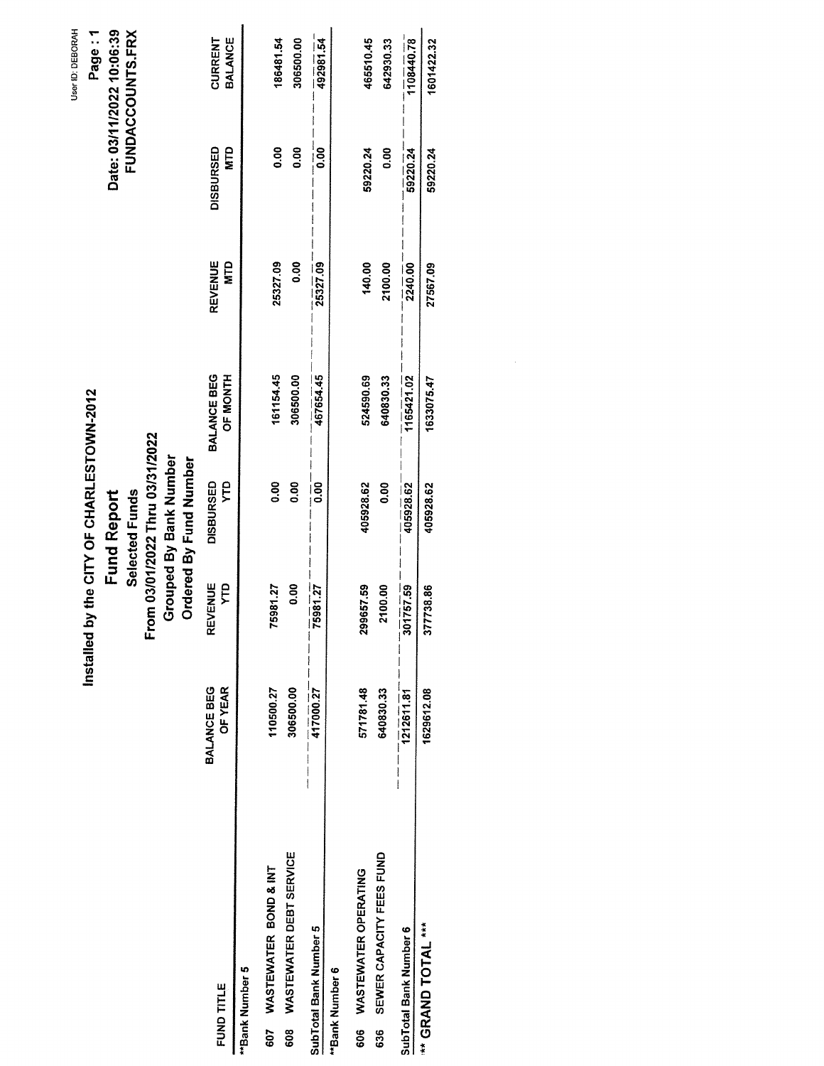User ID: DEBORAH

Date: 03/11/2022 10:06:39

FUNDACCOUNTS.FRX

# Installed by the CITY OF CHARLESTOWN-2012

## Fund Report

**Selected Funds**

**From 03/01/2022 Thru 03/31/2022**

**Grouped By Bank Number**

**Ordered By Fund Number**

| FUND TITLE | BALANCE BEG OF YEAR | REVENUE YTD | DISBURSED YTD | BALANCE BEG OF MONTH | REVENUE MTD | DISBURSED MTD | CURRENT BALANCE |
|---|---|---|---|---|---|---|---|
| **Bank Number 5 | | | | | | | |
| 607 WASTEWATER BOND & INT | 110500.27 | 75981.27 | 0.00 | 161154.45 | 25327.09 | 0.00 | 186481.54 |
| 608 WASTEWATER DEBT SERVICE | 306500.00 | 0.00 | 0.00 | 306500.00 | 0.00 | 0.00 | 306500.00 |
| SubTotal Bank Number 5 | 417000.27 | 75981.27 | 0.00 | 467654.45 | 25327.09 | 0.00 | 492981.54 |
| **Bank Number 6 | | | | | | | |
| 606 WASTEWATER OPERATING | 571781.48 | 299657.59 | 405928.62 | 524590.69 | 140.00 | 59220.24 | 465510.45 |
| 636 SEWER CAPACITY FEES FUND | 640830.33 | 2100.00 | 0.00 | 640830.33 | 2100.00 | 0.00 | 642930.33 |
| SubTotal Bank Number 6 | 1212611.81 | 301757.59 | 405928.62 | 1165421.02 | 2240.00 | 59220.24 | 1108440.78 |
| *** GRAND TOTAL *** | 1629612.08 | 377738.86 | 405928.62 | 1633075.47 | 27567.09 | 59220.24 | 1601422.32 |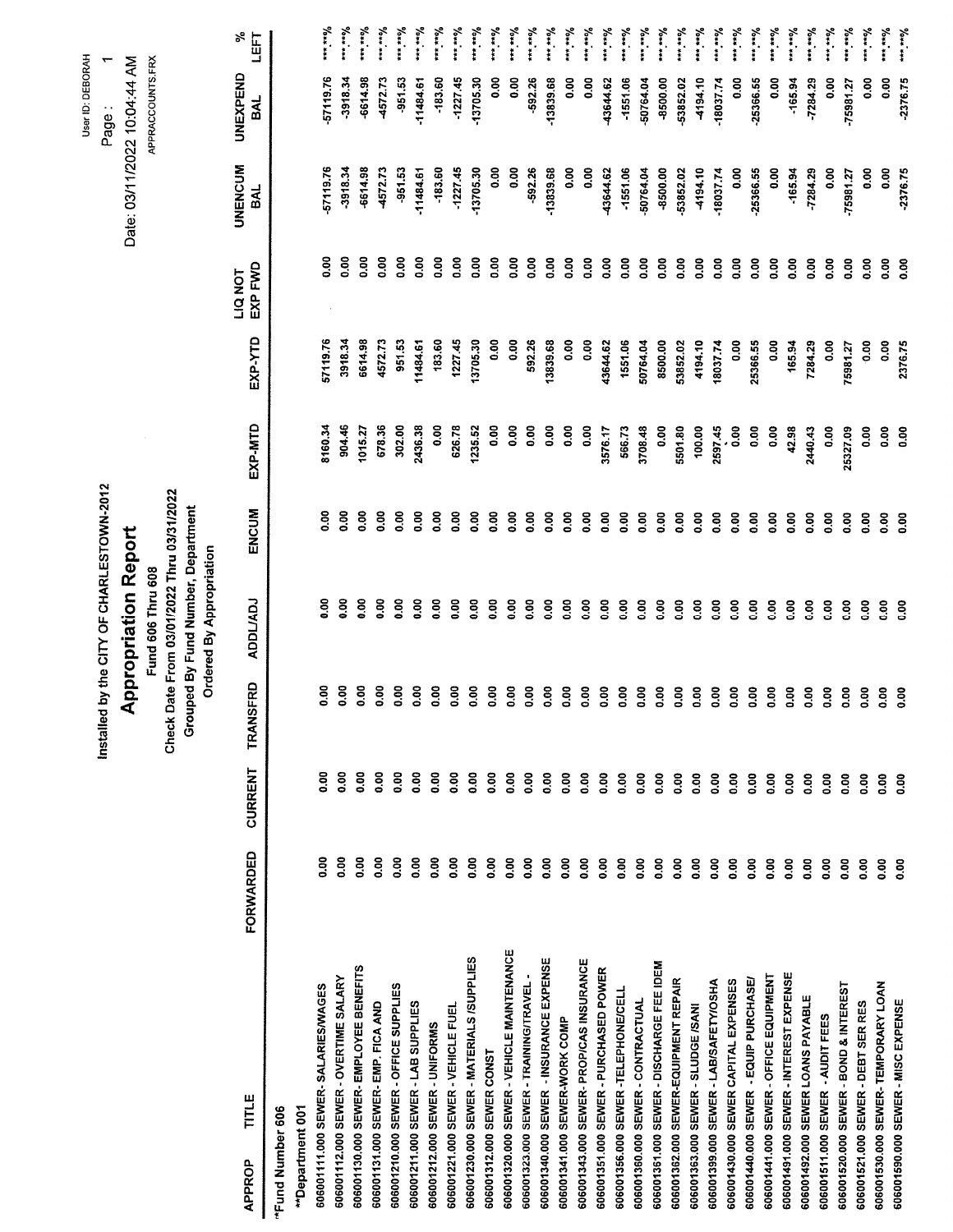User ID: DEBORAH

Date: 03/11/2022 10:04:44 AM

APPRACCOUNTS.FRX

Installed by the CITY OF CHARLESTOWN-2012

# Appropriation Report

Fund 606 Thru 608

Check Date From 03/01/2022 Thru 03/31/2022

Grouped By Fund Number, Department

Ordered By Appropriation

| APPROP | TITLE | FORWARDED | CURRENT | TRANSFRD | ADDL/ADJ | ENCUM | EXP-MTD | EXP-YTD | LIQ NOT EXP FWD | UNENCUM BAL | UNEXPEND BAL | % LEFT |
|---|---|---|---|---|---|---|---|---|---|---|---|---|
| *Fund Number 606 | | | | | | | | | | | | |
| **Department 001 | | | | | | | | | | | | |
| 606001111.000 | SEWER- SALARIES/WAGES | 0.00 | 0.00 | 0.00 | 0.00 | 0.00 | 8160.34 | 57119.76 | 0.00 | -57119.76 | -57119.76 | ***.**% |
| 606001112.000 | SEWER - OVERTIME SALARY | 0.00 | 0.00 | 0.00 | 0.00 | 0.00 | 904.46 | 3918.34 | 0.00 | -3918.34 | -3918.34 | ***.**% |
| 606001130.000 | SEWER- EMPLOYEE BENEFITS | 0.00 | 0.00 | 0.00 | 0.00 | 0.00 | 1015.27 | 6614.98 | 0.00 | -6614.98 | -6614.98 | ***.**% |
| 606001131.000 | SEWER- EMP. FICA AND | 0.00 | 0.00 | 0.00 | 0.00 | 0.00 | 678.36 | 4572.73 | 0.00 | -4572.73 | -4572.73 | ***.**% |
| 606001210.000 | SEWER - OFFICE SUPPLIES | 0.00 | 0.00 | 0.00 | 0.00 | 0.00 | 302.00 | 951.53 | 0.00 | -951.53 | -951.53 | ***.**% |
| 606001211.000 | SEWER - LAB SUPPLIES | 0.00 | 0.00 | 0.00 | 0.00 | 0.00 | 2436.38 | 11484.61 | 0.00 | -11484.61 | -11484.61 | ***.**% |
| 606001212.000 | SEWER - UNIFORMS | 0.00 | 0.00 | 0.00 | 0.00 | 0.00 | 0.00 | 183.60 | 0.00 | -183.60 | -183.60 | ***.**% |
| 606001221.000 | SEWER - VEHICLE FUEL | 0.00 | 0.00 | 0.00 | 0.00 | 0.00 | 626.78 | 1227.45 | 0.00 | -1227.45 | -1227.45 | ***.**% |
| 606001230.000 | SEWER - MATERIALS /SUPPLIES | 0.00 | 0.00 | 0.00 | 0.00 | 0.00 | 1235.52 | 13705.30 | 0.00 | -13705.30 | -13705.30 | ***.**% |
| 606001312.000 | SEWER CONST | 0.00 | 0.00 | 0.00 | 0.00 | 0.00 | 0.00 | 0.00 | 0.00 | 0.00 | 0.00 | ***.**% |
| 606001320.000 | SEWER - VEHICLE MAINTENANCE | 0.00 | 0.00 | 0.00 | 0.00 | 0.00 | 0.00 | 0.00 | 0.00 | 0.00 | 0.00 | ***.**% |
| 606001323.000 | SEWER - TRAINING/TRAVEL - | 0.00 | 0.00 | 0.00 | 0.00 | 0.00 | 0.00 | 592.26 | 0.00 | -592.26 | -592.26 | ***.**% |
| 606001340.000 | SEWER - INSURANCE EXPENSE | 0.00 | 0.00 | 0.00 | 0.00 | 0.00 | 0.00 | 13839.68 | 0.00 | -13839.68 | -13839.68 | ***.**% |
| 606001341.000 | SEWER-WORK COMP | 0.00 | 0.00 | 0.00 | 0.00 | 0.00 | 0.00 | 0.00 | 0.00 | 0.00 | 0.00 | ***.**% |
| 606001343.000 | SEWER- PROP/CAS INSURANCE | 0.00 | 0.00 | 0.00 | 0.00 | 0.00 | 0.00 | 0.00 | 0.00 | 0.00 | 0.00 | ***.**% |
| 606001351.000 | SEWER - PURCHASED POWER | 0.00 | 0.00 | 0.00 | 0.00 | 0.00 | 3576.17 | 43644.62 | 0.00 | -43644.62 | -43644.62 | ***.**% |
| 606001356.000 | SEWER -TELEPHONE/CELL | 0.00 | 0.00 | 0.00 | 0.00 | 0.00 | 566.73 | 1551.06 | 0.00 | -1551.06 | -1551.06 | ***.**% |
| 606001360.000 | SEWER - CONTRACTUAL | 0.00 | 0.00 | 0.00 | 0.00 | 0.00 | 3708.48 | 50764.04 | 0.00 | -50764.04 | -50764.04 | ***.**% |
| 606001361.000 | SEWER - DISCHARGE FEE IDEM | 0.00 | 0.00 | 0.00 | 0.00 | 0.00 | 0.00 | 8500.00 | 0.00 | -8500.00 | -8500.00 | ***.**% |
| 606001362.000 | SEWER-EQUIPMENT REPAIR | 0.00 | 0.00 | 0.00 | 0.00 | 0.00 | 5501.80 | 53852.02 | 0.00 | -53852.02 | -53852.02 | ***.**% |
| 606001363.000 | SEWER - SLUDGE /SANI | 0.00 | 0.00 | 0.00 | 0.00 | 0.00 | 100.00 | 4194.10 | 0.00 | -4194.10 | -4194.10 | ***.**% |
| 606001399.000 | SEWER - LAB/SAFETY/OSHA | 0.00 | 0.00 | 0.00 | 0.00 | 0.00 | 2597.45 | 18037.74 | 0.00 | -18037.74 | -18037.74 | ***.**% |
| 606001430.000 | SEWER CAPITAL EXPENSES | 0.00 | 0.00 | 0.00 | 0.00 | 0.00 | 0.00 | 0.00 | 0.00 | 0.00 | 0.00 | ***.**% |
| 606001440.000 | SEWER - EQUIP PURCHASE/ | 0.00 | 0.00 | 0.00 | 0.00 | 0.00 | 0.00 | 25366.55 | 0.00 | -25366.55 | -25366.55 | ***.**% |
| 606001441.000 | SEWER - OFFICE EQUIPMENT | 0.00 | 0.00 | 0.00 | 0.00 | 0.00 | 0.00 | 0.00 | 0.00 | 0.00 | 0.00 | ***.**% |
| 606001491.000 | SEWER - INTEREST EXPENSE | 0.00 | 0.00 | 0.00 | 0.00 | 0.00 | 42.98 | 165.94 | 0.00 | -165.94 | -165.94 | ***.**% |
| 606001492.000 | SEWER LOANS PAYABLE | 0.00 | 0.00 | 0.00 | 0.00 | 0.00 | 2440.43 | 7284.29 | 0.00 | -7284.29 | -7284.29 | ***.**% |
| 606001511.000 | SEWER - AUDIT FEES | 0.00 | 0.00 | 0.00 | 0.00 | 0.00 | 0.00 | 0.00 | 0.00 | 0.00 | 0.00 | ***.**% |
| 606001520.000 | SEWER - BOND & INTEREST | 0.00 | 0.00 | 0.00 | 0.00 | 0.00 | 25327.09 | 75981.27 | 0.00 | -75981.27 | -75981.27 | ***.**% |
| 606001521.000 | SEWER - DEBT SER RES | 0.00 | 0.00 | 0.00 | 0.00 | 0.00 | 0.00 | 0.00 | 0.00 | 0.00 | 0.00 | ***.**% |
| 606001530.000 | SEWER- TEMPORARY LOAN | 0.00 | 0.00 | 0.00 | 0.00 | 0.00 | 0.00 | 0.00 | 0.00 | 0.00 | 0.00 | ***.**% |
| 606001590.000 | SEWER - MISC EXPENSE | 0.00 | 0.00 | 0.00 | 0.00 | 0.00 | 0.00 | 2376.75 | 0.00 | -2376.75 | -2376.75 | ***.**% |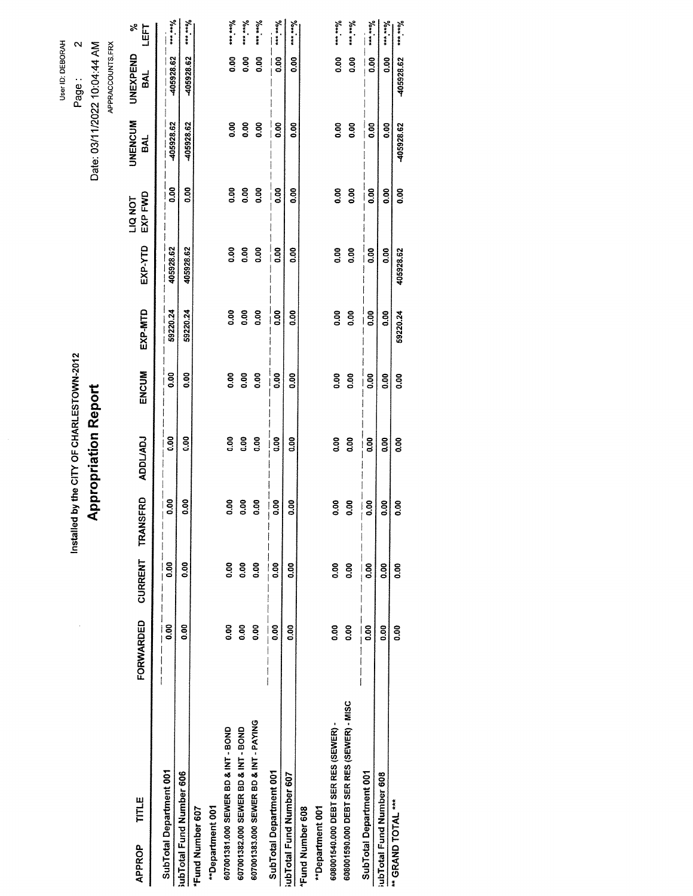User ID: DEBORAH

Page : 2

Date: 03/11/2022 10:04:44 AM

APPRACCOUNTS.FRX

Installed by the CITY OF CHARLESTOWN-2012

# Appropriation Report

| APPROP | TITLE | FORWARDED | CURRENT | TRANSFRD | ADDL/ADJ | ENCUM | EXP-MTD | EXP-YTD | LIQ NOT EXP FWD | UNENCUM BAL | UNEXPEND BAL | % LEFT |
|---|---|---|---|---|---|---|---|---|---|---|---|---|
| SubTotal Department 001 | | 0.00 | 0.00 | 0.00 | 0.00 | 0.00 | 59220.24 | 405928.62 | 0.00 | -405928.62 | -405928.62 | ***.**% |
| SubTotal Fund Number 606 | | 0.00 | 0.00 | 0.00 | 0.00 | 0.00 | 59220.24 | 405928.62 | 0.00 | -405928.62 | -405928.62 | ***.**% |
| *Fund Number 607 | | | | | | | | | | | | |
| **Department 001 | | | | | | | | | | | | |
| 607001381.000 | SEWER BD & INT - BOND | 0.00 | 0.00 | 0.00 | 0.00 | 0.00 | 0.00 | 0.00 | 0.00 | 0.00 | 0.00 | ***.**% |
| 607001382.000 | SEWER BD & INT - BOND | 0.00 | 0.00 | 0.00 | 0.00 | 0.00 | 0.00 | 0.00 | 0.00 | 0.00 | 0.00 | ***.**% |
| 607001383.000 | SEWER BD & INT - PAYING | 0.00 | 0.00 | 0.00 | 0.00 | 0.00 | 0.00 | 0.00 | 0.00 | 0.00 | 0.00 | ***.**% |
| SubTotal Department 001 | | 0.00 | 0.00 | 0.00 | 0.00 | 0.00 | 0.00 | 0.00 | 0.00 | 0.00 | 0.00 | ***.**% |
| SubTotal Fund Number 607 | | 0.00 | 0.00 | 0.00 | 0.00 | 0.00 | 0.00 | 0.00 | 0.00 | 0.00 | 0.00 | ***.**% |
| *Fund Number 608 | | | | | | | | | | | | |
| **Department 001 | | | | | | | | | | | | |
| 608001540.000 | DEBT SER RES (SEWER) - | 0.00 | 0.00 | 0.00 | 0.00 | 0.00 | 0.00 | 0.00 | 0.00 | 0.00 | 0.00 | ***.**% |
| 608001590.000 | DEBT SER RES (SEWER) - MISC | 0.00 | 0.00 | 0.00 | 0.00 | 0.00 | 0.00 | 0.00 | 0.00 | 0.00 | 0.00 | ***.**% |
| SubTotal Department 001 | | 0.00 | 0.00 | 0.00 | 0.00 | 0.00 | 0.00 | 0.00 | 0.00 | 0.00 | 0.00 | ***.**% |
| SubTotal Fund Number 608 | | 0.00 | 0.00 | 0.00 | 0.00 | 0.00 | 0.00 | 0.00 | 0.00 | 0.00 | 0.00 | ***.**% |
| ** GRAND TOTAL *** | | 0.00 | 0.00 | 0.00 | 0.00 | 0.00 | 59220.24 | 405928.62 | 0.00 | -405928.62 | -405928.62 | ***.**% |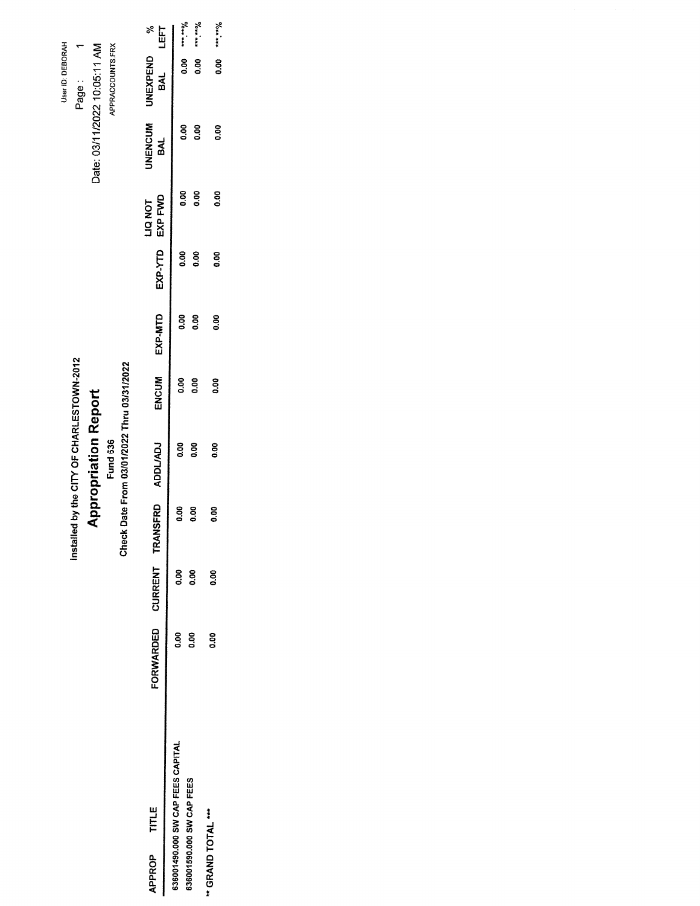User ID: DEBORAH

Page : 1

Date: 03/11/2022 10:05:11 AM

APPRACCOUNTS.FRX

Installed by the CITY OF CHARLESTOWN-2012

# Appropriation Report

Fund 636

Check Date From 03/01/2022 Thru 03/31/2022

| APPROP | TITLE | FORWARDED | CURRENT | TRANSFRD | ADDL/ADJ | ENCUM | EXP-MTD | EXP-YTD | LIQ NOT EXP FWD | UNENCUM BAL | UNEXPEND BAL | % LEFT |
|---|---|---|---|---|---|---|---|---|---|---|---|---|
| 636001490.000 | SW CAP FEES CAPITAL | 0.00 | 0.00 | 0.00 | 0.00 | 0.00 | 0.00 | 0.00 | 0.00 | 0.00 | 0.00 | ***.**% |
| 636001590.000 | SW CAP FEES | 0.00 | 0.00 | 0.00 | 0.00 | 0.00 | 0.00 | 0.00 | 0.00 | 0.00 | 0.00 | ***.**% |
| ** GRAND TOTAL *** | | 0.00 | 0.00 | 0.00 | 0.00 | 0.00 | 0.00 | 0.00 | 0.00 | 0.00 | 0.00 | ***.**% |